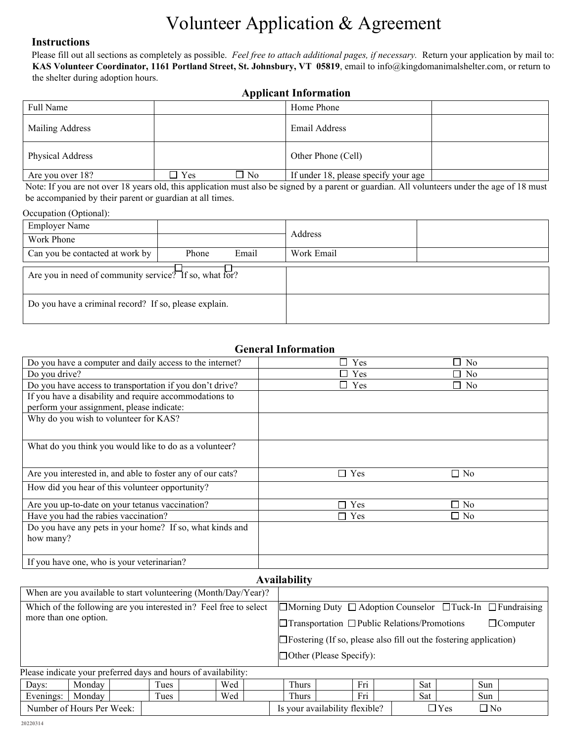# Volunteer Application & Agreement

**Instructions**

Please fill out all sections as completely as possible. *Feel free to attach additional pages, if necessary.* Return your application by mail to: **KAS Volunteer Coordinator, 1161 Portland Street, St. Johnsbury, VT 05819**, email to info@kingdomanimalshelter.com, or return to the shelter during adoption hours.

## Applicant Information

| Full Name | | | Home Phone | |
|---|---|---|---|---|
| Mailing Address | | | Email Address | |
| Physical Address | | | Other Phone (Cell) | |
| Are you over 18? | ☐ Yes | ☐ No | If under 18, please specify your age | |

Note: If you are not over 18 years old, this application must also be signed by a parent or guardian. All volunteers under the age of 18 must be accompanied by their parent or guardian at all times.

Occupation (Optional):

| Employer Name | | | Address | |
|---|---|---|---|---|
| Work Phone | | | | |
| Can you be contacted at work by | ☐ Phone | ☐ Email | Work Email | |

| Are you in need of community service? If so, what for? | |
|---|---|
| Do you have a criminal record? If so, please explain. | |

## General Information

| Do you have a computer and daily access to the internet? | ☐ Yes | ☐ No |
|---|---|---|
| Do you drive? | ☐ Yes | ☐ No |
| Do you have access to transportation if you don't drive? | ☐ Yes | ☐ No |
| If you have a disability and require accommodations to perform your assignment, please indicate: | | |
| Why do you wish to volunteer for KAS? | | |
| What do you think you would like to do as a volunteer? | | |
| Are you interested in, and able to foster any of our cats? | ☐ Yes | ☐ No |
| How did you hear of this volunteer opportunity? | | |
| Are you up-to-date on your tetanus vaccination? | ☐ Yes | ☐ No |
| Have you had the rabies vaccination? | ☐ Yes | ☐ No |
| Do you have any pets in your home? If so, what kinds and how many? | | |
| If you have one, who is your veterinarian? | | |

## Availability

| When are you available to start volunteering (Month/Day/Year)? | |
|---|---|
| Which of the following are you interested in? Feel free to select more than one option. | ☐ Morning Duty ☐ Adoption Counselor ☐ Tuck-In ☐ Fundraising<br>☐ Transportation ☐ Public Relations/Promotions ☐ Computer<br>☐ Fostering (If so, please also fill out the fostering application)<br>☐ Other (Please Specify): |

Please indicate your preferred days and hours of availability:

| Days: | Monday | | Tues | | Wed | | Thurs | | Fri | | Sat | | Sun | |
|---|---|---|---|---|---|---|---|---|---|---|---|---|---|---|
| Evenings: | Monday | | Tues | | Wed | | Thurs | | Fri | | Sat | | Sun | |

| Number of Hours Per Week: | | Is your availability flexible? | ☐ Yes | ☐ No |
|---|---|---|---|---|

20220314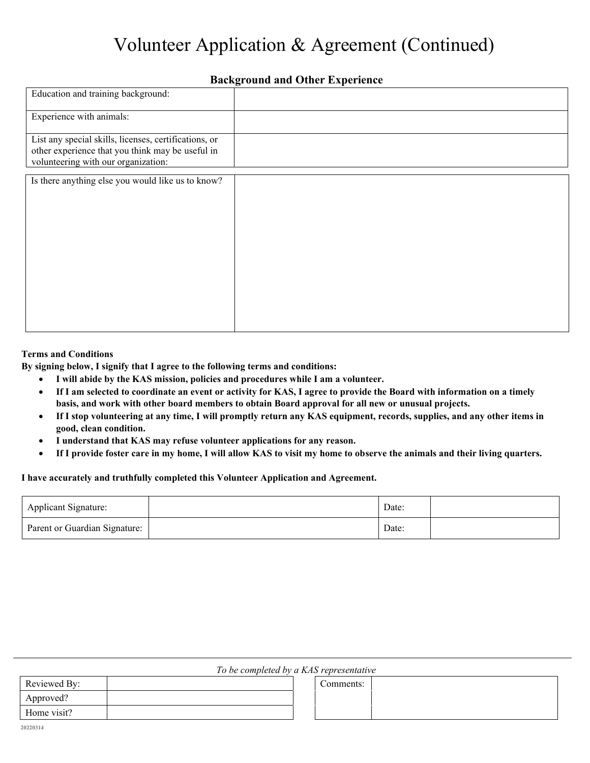# Volunteer Application & Agreement (Continued)

## Background and Other Experience

| | |
|---|---|
| Education and training background: | |
| Experience with animals: | |
| List any special skills, licenses, certifications, or other experience that you think may be useful in volunteering with our organization: | |

| | |
|---|---|
| Is there anything else you would like us to know? | |

**Terms and Conditions**

**By signing below, I signify that I agree to the following terms and conditions:**

- **I will abide by the KAS mission, policies and procedures while I am a volunteer.**
- **If I am selected to coordinate an event or activity for KAS, I agree to provide the Board with information on a timely basis, and work with other board members to obtain Board approval for all new or unusual projects.**
- **If I stop volunteering at any time, I will promptly return any KAS equipment, records, supplies, and any other items in good, clean condition.**
- **I understand that KAS may refuse volunteer applications for any reason.**
- **If I provide foster care in my home, I will allow KAS to visit my home to observe the animals and their living quarters.**

**I have accurately and truthfully completed this Volunteer Application and Agreement.**

| | | | |
|---|---|---|---|
| Applicant Signature: | | Date: | |
| Parent or Guardian Signature: | | Date: | |

---

*To be completed by a KAS representative*

| | |
|---|---|
| Reviewed By: | |
| Approved? | |
| Home visit? | |

| | |
|---|---|
| Comments: | |

20220314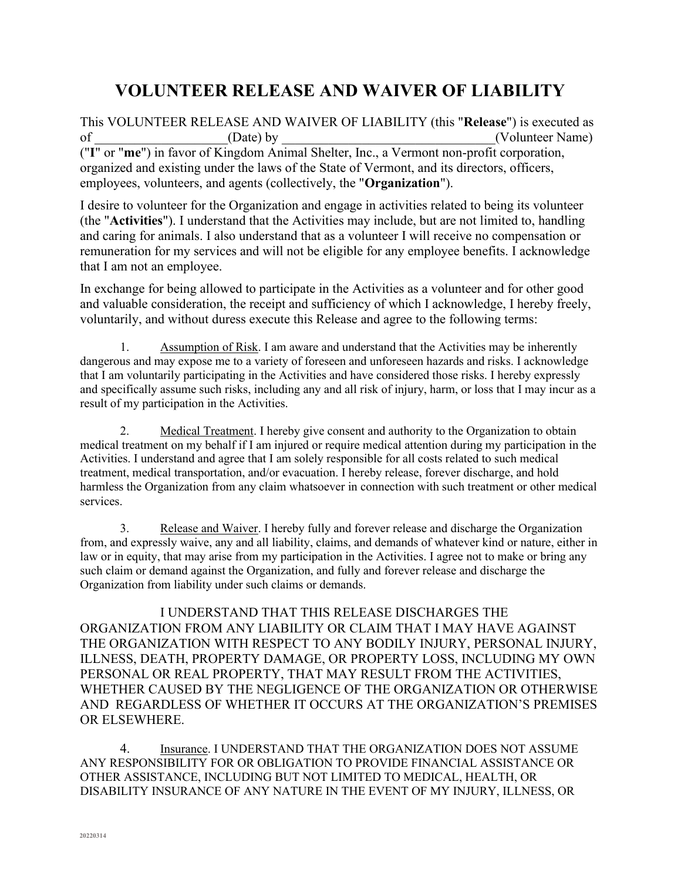# VOLUNTEER RELEASE AND WAIVER OF LIABILITY

This VOLUNTEER RELEASE AND WAIVER OF LIABILITY (this "**Release**") is executed as of \_\_\_\_\_\_\_\_\_\_\_\_\_\_\_\_\_\_\_(Date) by \_\_\_\_\_\_\_\_\_\_\_\_\_\_\_\_\_\_\_\_\_\_\_\_\_\_\_\_\_\_\_(Volunteer Name) ("**I**" or "**me**") in favor of Kingdom Animal Shelter, Inc., a Vermont non-profit corporation, organized and existing under the laws of the State of Vermont, and its directors, officers, employees, volunteers, and agents (collectively, the "**Organization**").

I desire to volunteer for the Organization and engage in activities related to being its volunteer (the "**Activities**"). I understand that the Activities may include, but are not limited to, handling and caring for animals. I also understand that as a volunteer I will receive no compensation or remuneration for my services and will not be eligible for any employee benefits. I acknowledge that I am not an employee.

In exchange for being allowed to participate in the Activities as a volunteer and for other good and valuable consideration, the receipt and sufficiency of which I acknowledge, I hereby freely, voluntarily, and without duress execute this Release and agree to the following terms:

1. Assumption of Risk. I am aware and understand that the Activities may be inherently dangerous and may expose me to a variety of foreseen and unforeseen hazards and risks. I acknowledge that I am voluntarily participating in the Activities and have considered those risks. I hereby expressly and specifically assume such risks, including any and all risk of injury, harm, or loss that I may incur as a result of my participation in the Activities.

2. Medical Treatment. I hereby give consent and authority to the Organization to obtain medical treatment on my behalf if I am injured or require medical attention during my participation in the Activities. I understand and agree that I am solely responsible for all costs related to such medical treatment, medical transportation, and/or evacuation. I hereby release, forever discharge, and hold harmless the Organization from any claim whatsoever in connection with such treatment or other medical services.

3. Release and Waiver. I hereby fully and forever release and discharge the Organization from, and expressly waive, any and all liability, claims, and demands of whatever kind or nature, either in law or in equity, that may arise from my participation in the Activities. I agree not to make or bring any such claim or demand against the Organization, and fully and forever release and discharge the Organization from liability under such claims or demands.

I UNDERSTAND THAT THIS RELEASE DISCHARGES THE ORGANIZATION FROM ANY LIABILITY OR CLAIM THAT I MAY HAVE AGAINST THE ORGANIZATION WITH RESPECT TO ANY BODILY INJURY, PERSONAL INJURY, ILLNESS, DEATH, PROPERTY DAMAGE, OR PROPERTY LOSS, INCLUDING MY OWN PERSONAL OR REAL PROPERTY, THAT MAY RESULT FROM THE ACTIVITIES, WHETHER CAUSED BY THE NEGLIGENCE OF THE ORGANIZATION OR OTHERWISE AND REGARDLESS OF WHETHER IT OCCURS AT THE ORGANIZATION'S PREMISES OR ELSEWHERE.

4. Insurance. I UNDERSTAND THAT THE ORGANIZATION DOES NOT ASSUME ANY RESPONSIBILITY FOR OR OBLIGATION TO PROVIDE FINANCIAL ASSISTANCE OR OTHER ASSISTANCE, INCLUDING BUT NOT LIMITED TO MEDICAL, HEALTH, OR DISABILITY INSURANCE OF ANY NATURE IN THE EVENT OF MY INJURY, ILLNESS, OR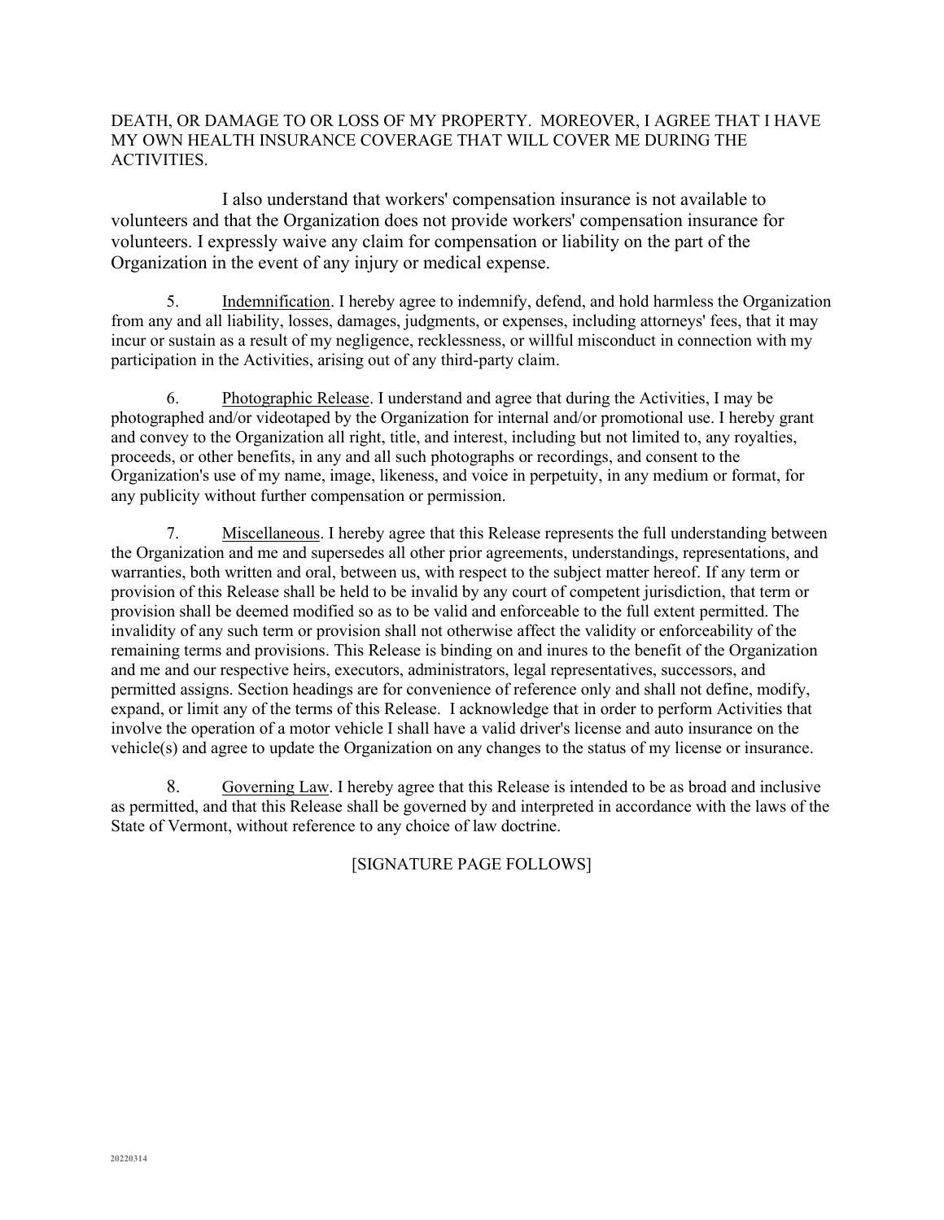DEATH, OR DAMAGE TO OR LOSS OF MY PROPERTY. MOREOVER, I AGREE THAT I HAVE MY OWN HEALTH INSURANCE COVERAGE THAT WILL COVER ME DURING THE ACTIVITIES.

I also understand that workers' compensation insurance is not available to volunteers and that the Organization does not provide workers' compensation insurance for volunteers. I expressly waive any claim for compensation or liability on the part of the Organization in the event of any injury or medical expense.

5. Indemnification. I hereby agree to indemnify, defend, and hold harmless the Organization from any and all liability, losses, damages, judgments, or expenses, including attorneys' fees, that it may incur or sustain as a result of my negligence, recklessness, or willful misconduct in connection with my participation in the Activities, arising out of any third-party claim.

6. Photographic Release. I understand and agree that during the Activities, I may be photographed and/or videotaped by the Organization for internal and/or promotional use. I hereby grant and convey to the Organization all right, title, and interest, including but not limited to, any royalties, proceeds, or other benefits, in any and all such photographs or recordings, and consent to the Organization's use of my name, image, likeness, and voice in perpetuity, in any medium or format, for any publicity without further compensation or permission.

7. Miscellaneous. I hereby agree that this Release represents the full understanding between the Organization and me and supersedes all other prior agreements, understandings, representations, and warranties, both written and oral, between us, with respect to the subject matter hereof. If any term or provision of this Release shall be held to be invalid by any court of competent jurisdiction, that term or provision shall be deemed modified so as to be valid and enforceable to the full extent permitted. The invalidity of any such term or provision shall not otherwise affect the validity or enforceability of the remaining terms and provisions. This Release is binding on and inures to the benefit of the Organization and me and our respective heirs, executors, administrators, legal representatives, successors, and permitted assigns. Section headings are for convenience of reference only and shall not define, modify, expand, or limit any of the terms of this Release. I acknowledge that in order to perform Activities that involve the operation of a motor vehicle I shall have a valid driver's license and auto insurance on the vehicle(s) and agree to update the Organization on any changes to the status of my license or insurance.

8. Governing Law. I hereby agree that this Release is intended to be as broad and inclusive as permitted, and that this Release shall be governed by and interpreted in accordance with the laws of the State of Vermont, without reference to any choice of law doctrine.

[SIGNATURE PAGE FOLLOWS]

20220314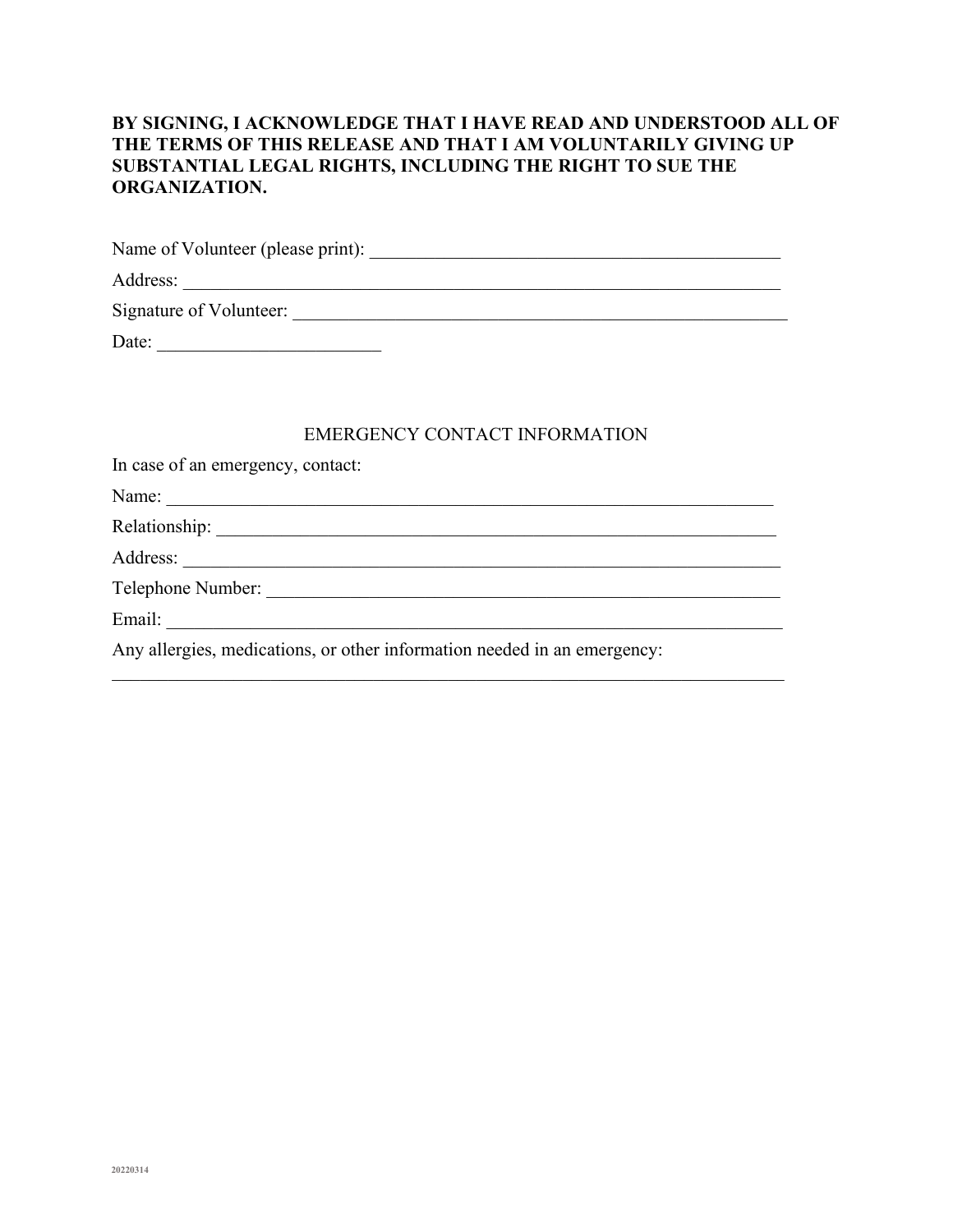**BY SIGNING, I ACKNOWLEDGE THAT I HAVE READ AND UNDERSTOOD ALL OF THE TERMS OF THIS RELEASE AND THAT I AM VOLUNTARILY GIVING UP SUBSTANTIAL LEGAL RIGHTS, INCLUDING THE RIGHT TO SUE THE ORGANIZATION.**

Name of Volunteer (please print): ______________________________________________

Address: _________________________________________________________________

Signature of Volunteer: ____________________________________________________

Date: ________________________

EMERGENCY CONTACT INFORMATION

In case of an emergency, contact:

Name: ___________________________________________________________________

Relationship: _____________________________________________________________

Address: _________________________________________________________________

Telephone Number: _________________________________________________________

Email: ___________________________________________________________________

Any allergies, medications, or other information needed in an emergency:

_________________________________________________________________________

20220314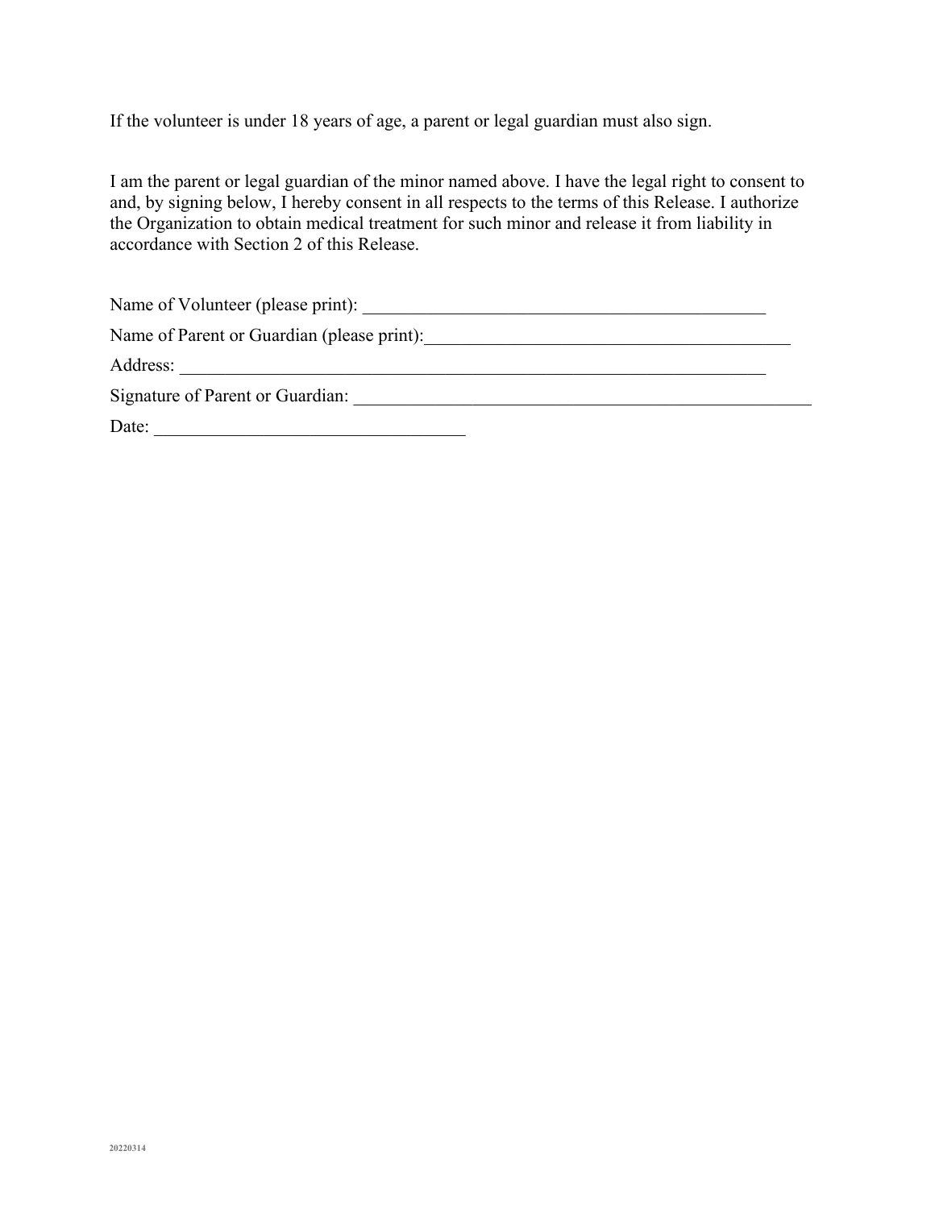If the volunteer is under 18 years of age, a parent or legal guardian must also sign.

I am the parent or legal guardian of the minor named above. I have the legal right to consent to and, by signing below, I hereby consent in all respects to the terms of this Release. I authorize the Organization to obtain medical treatment for such minor and release it from liability in accordance with Section 2 of this Release.

Name of Volunteer (please print): _______________________________________________

Name of Parent or Guardian (please print):__________________________________________

Address: _____________________________________________________________________

Signature of Parent or Guardian: _____________________________________________________

Date: __________________________________

20220314